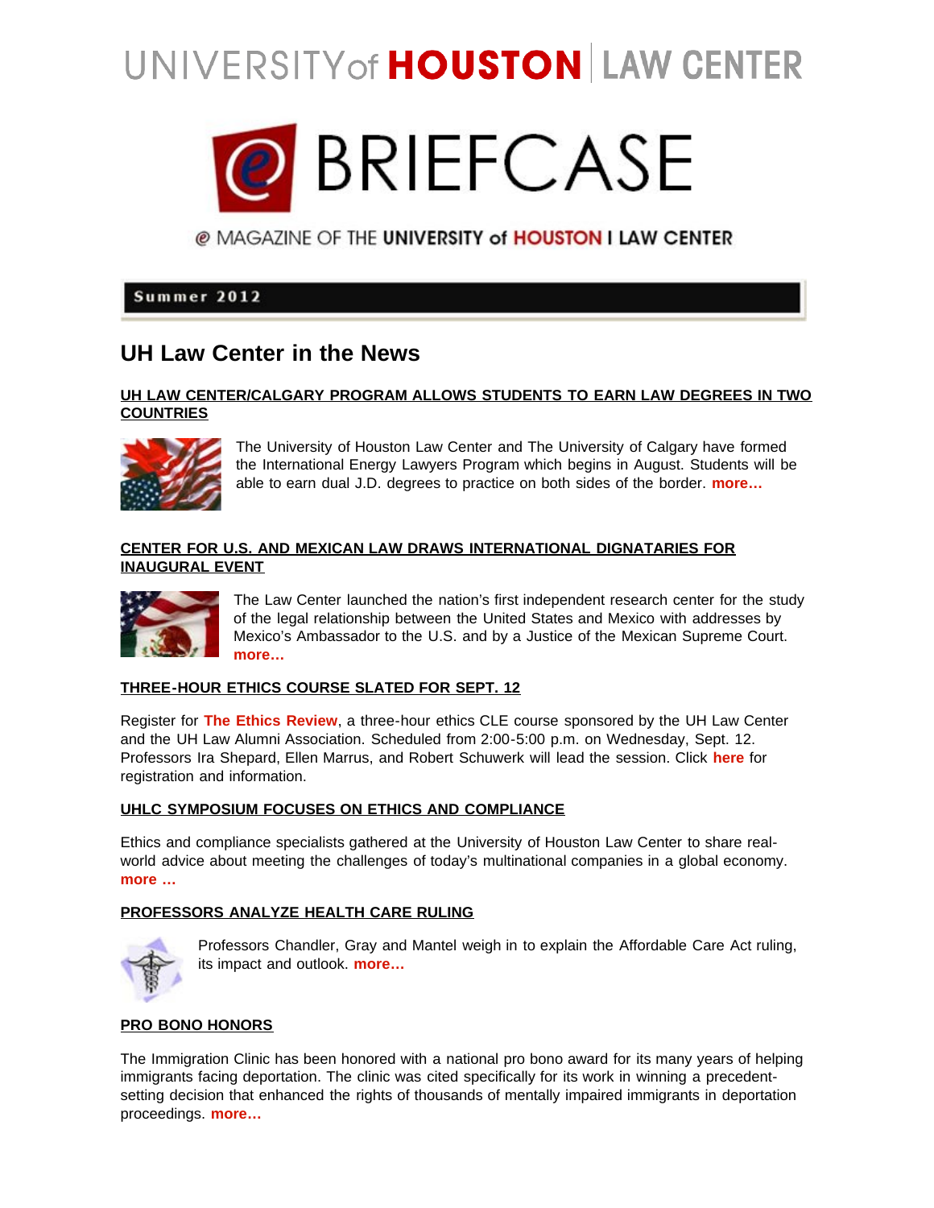UNIVERSITY of **HOUSTON** | LAW CENTER

# @ BRIEFCASE

@ MAGAZINE OF THE **UNIVERSITY of HOUSTON I LAW CENTER**

**Summer 2012**

## UH Law Center in the News

### UH LAW CENTER/CALGARY PROGRAM ALLOWS STUDENTS TO EARN LAW DEGREES IN TWO COUNTRIES

The University of Houston Law Center and The University of Calgary have formed the International Energy Lawyers Program which begins in August. Students will be able to earn dual J.D. degrees to practice on both sides of the border. **more…**

### CENTER FOR U.S. AND MEXICAN LAW DRAWS INTERNATIONAL DIGNATARIES FOR INAUGURAL EVENT

The Law Center launched the nation's first independent research center for the study of the legal relationship between the United States and Mexico with addresses by Mexico's Ambassador to the U.S. and by a Justice of the Mexican Supreme Court. **more…**

### THREE-HOUR ETHICS COURSE SLATED FOR SEPT. 12

Register for **The Ethics Review**, a three-hour ethics CLE course sponsored by the UH Law Center and the UH Law Alumni Association. Scheduled from 2:00-5:00 p.m. on Wednesday, Sept. 12. Professors Ira Shepard, Ellen Marrus, and Robert Schuwerk will lead the session. Click **here** for registration and information.

### UHLC SYMPOSIUM FOCUSES ON ETHICS AND COMPLIANCE

Ethics and compliance specialists gathered at the University of Houston Law Center to share real-world advice about meeting the challenges of today's multinational companies in a global economy. **more …**

### PROFESSORS ANALYZE HEALTH CARE RULING

Professors Chandler, Gray and Mantel weigh in to explain the Affordable Care Act ruling, its impact and outlook. **more…**

### PRO BONO HONORS

The Immigration Clinic has been honored with a national pro bono award for its many years of helping immigrants facing deportation. The clinic was cited specifically for its work in winning a precedent-setting decision that enhanced the rights of thousands of mentally impaired immigrants in deportation proceedings. **more…**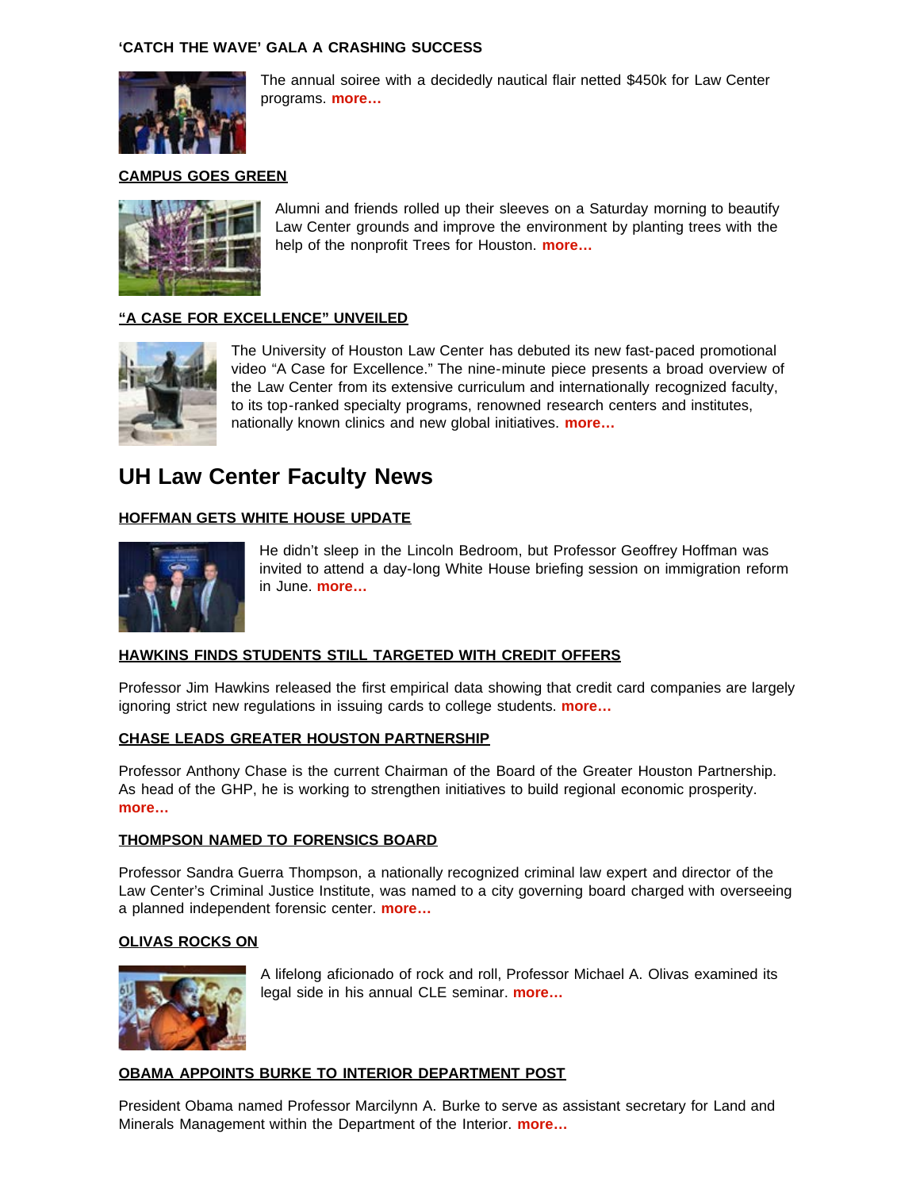### 'CATCH THE WAVE' GALA A CRASHING SUCCESS

The annual soiree with a decidedly nautical flair netted $450k for Law Center programs. **more…**

### CAMPUS GOES GREEN

Alumni and friends rolled up their sleeves on a Saturday morning to beautify Law Center grounds and improve the environment by planting trees with the help of the nonprofit Trees for Houston. **more…**

### "A CASE FOR EXCELLENCE" UNVEILED

The University of Houston Law Center has debuted its new fast-paced promotional video "A Case for Excellence." The nine-minute piece presents a broad overview of the Law Center from its extensive curriculum and internationally recognized faculty, to its top-ranked specialty programs, renowned research centers and institutes, nationally known clinics and new global initiatives. **more…**

## UH Law Center Faculty News

### HOFFMAN GETS WHITE HOUSE UPDATE

He didn't sleep in the Lincoln Bedroom, but Professor Geoffrey Hoffman was invited to attend a day-long White House briefing session on immigration reform in June. **more…**

### HAWKINS FINDS STUDENTS STILL TARGETED WITH CREDIT OFFERS

Professor Jim Hawkins released the first empirical data showing that credit card companies are largely ignoring strict new regulations in issuing cards to college students. **more…**

### CHASE LEADS GREATER HOUSTON PARTNERSHIP

Professor Anthony Chase is the current Chairman of the Board of the Greater Houston Partnership. As head of the GHP, he is working to strengthen initiatives to build regional economic prosperity. **more…**

### THOMPSON NAMED TO FORENSICS BOARD

Professor Sandra Guerra Thompson, a nationally recognized criminal law expert and director of the Law Center's Criminal Justice Institute, was named to a city governing board charged with overseeing a planned independent forensic center. **more…**

### OLIVAS ROCKS ON

A lifelong aficionado of rock and roll, Professor Michael A. Olivas examined its legal side in his annual CLE seminar. **more…**

### OBAMA APPOINTS BURKE TO INTERIOR DEPARTMENT POST

President Obama named Professor Marcilynn A. Burke to serve as assistant secretary for Land and Minerals Management within the Department of the Interior. **more…**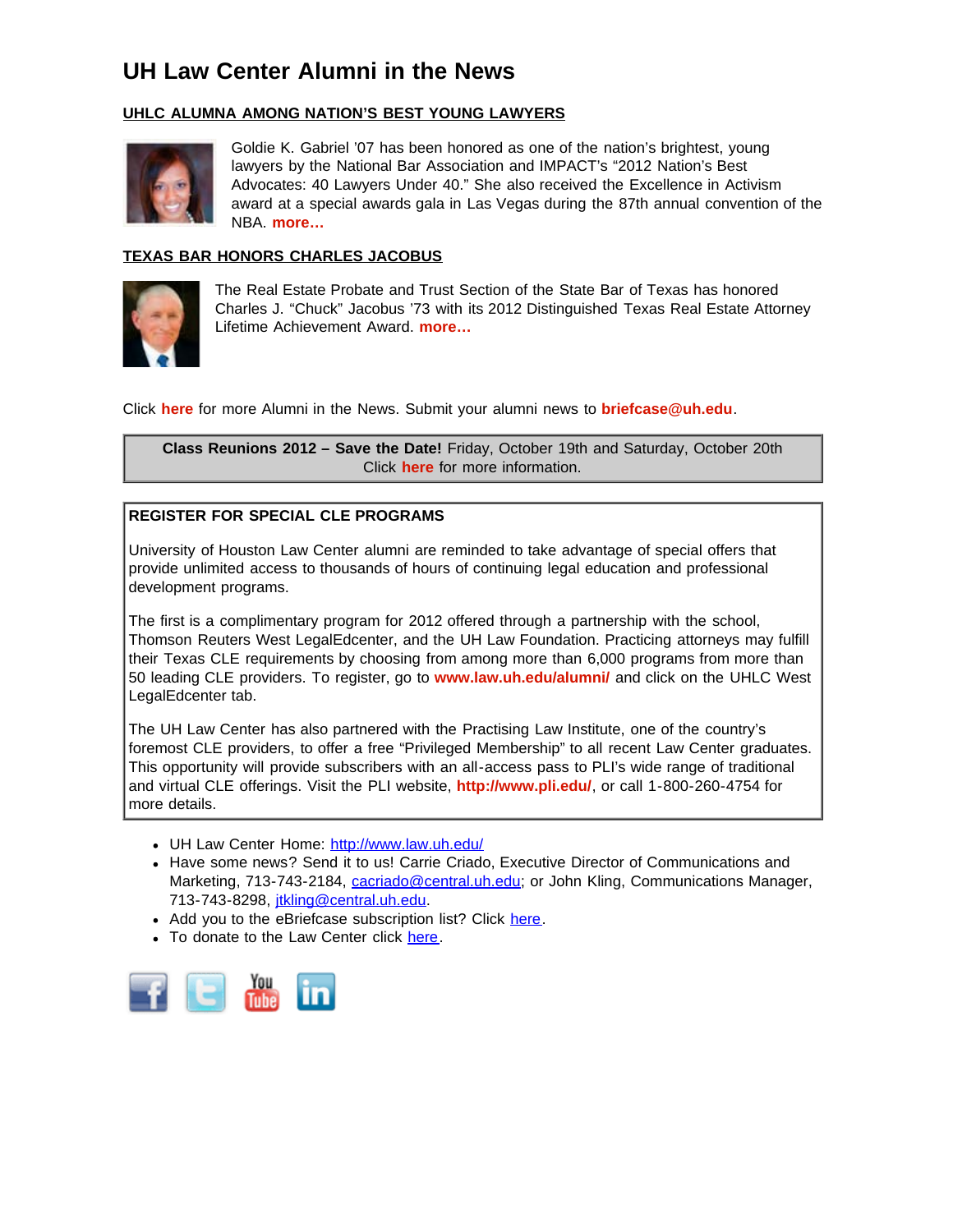# UH Law Center Alumni in the News

## UHLC ALUMNA AMONG NATION'S BEST YOUNG LAWYERS

Goldie K. Gabriel '07 has been honored as one of the nation's brightest, young lawyers by the National Bar Association and IMPACT's "2012 Nation's Best Advocates: 40 Lawyers Under 40." She also received the Excellence in Activism award at a special awards gala in Las Vegas during the 87th annual convention of the NBA. **more…**

## TEXAS BAR HONORS CHARLES JACOBUS

The Real Estate Probate and Trust Section of the State Bar of Texas has honored Charles J. "Chuck" Jacobus '73 with its 2012 Distinguished Texas Real Estate Attorney Lifetime Achievement Award. **more…**

Click **here** for more Alumni in the News. Submit your alumni news to **briefcase@uh.edu**.

**Class Reunions 2012 – Save the Date!** Friday, October 19th and Saturday, October 20th
Click **here** for more information.

**REGISTER FOR SPECIAL CLE PROGRAMS**

University of Houston Law Center alumni are reminded to take advantage of special offers that provide unlimited access to thousands of hours of continuing legal education and professional development programs.

The first is a complimentary program for 2012 offered through a partnership with the school, Thomson Reuters West LegalEdcenter, and the UH Law Foundation. Practicing attorneys may fulfill their Texas CLE requirements by choosing from among more than 6,000 programs from more than 50 leading CLE providers. To register, go to **www.law.uh.edu/alumni/** and click on the UHLC West LegalEdcenter tab.

The UH Law Center has also partnered with the Practising Law Institute, one of the country's foremost CLE providers, to offer a free "Privileged Membership" to all recent Law Center graduates. This opportunity will provide subscribers with an all-access pass to PLI's wide range of traditional and virtual CLE offerings. Visit the PLI website, **http://www.pli.edu/**, or call 1-800-260-4754 for more details.

- UH Law Center Home: http://www.law.uh.edu/
- Have some news? Send it to us! Carrie Criado, Executive Director of Communications and Marketing, 713-743-2184, cacriado@central.uh.edu; or John Kling, Communications Manager, 713-743-8298, jtkling@central.uh.edu.
- Add you to the eBriefcase subscription list? Click here.
- To donate to the Law Center click here.